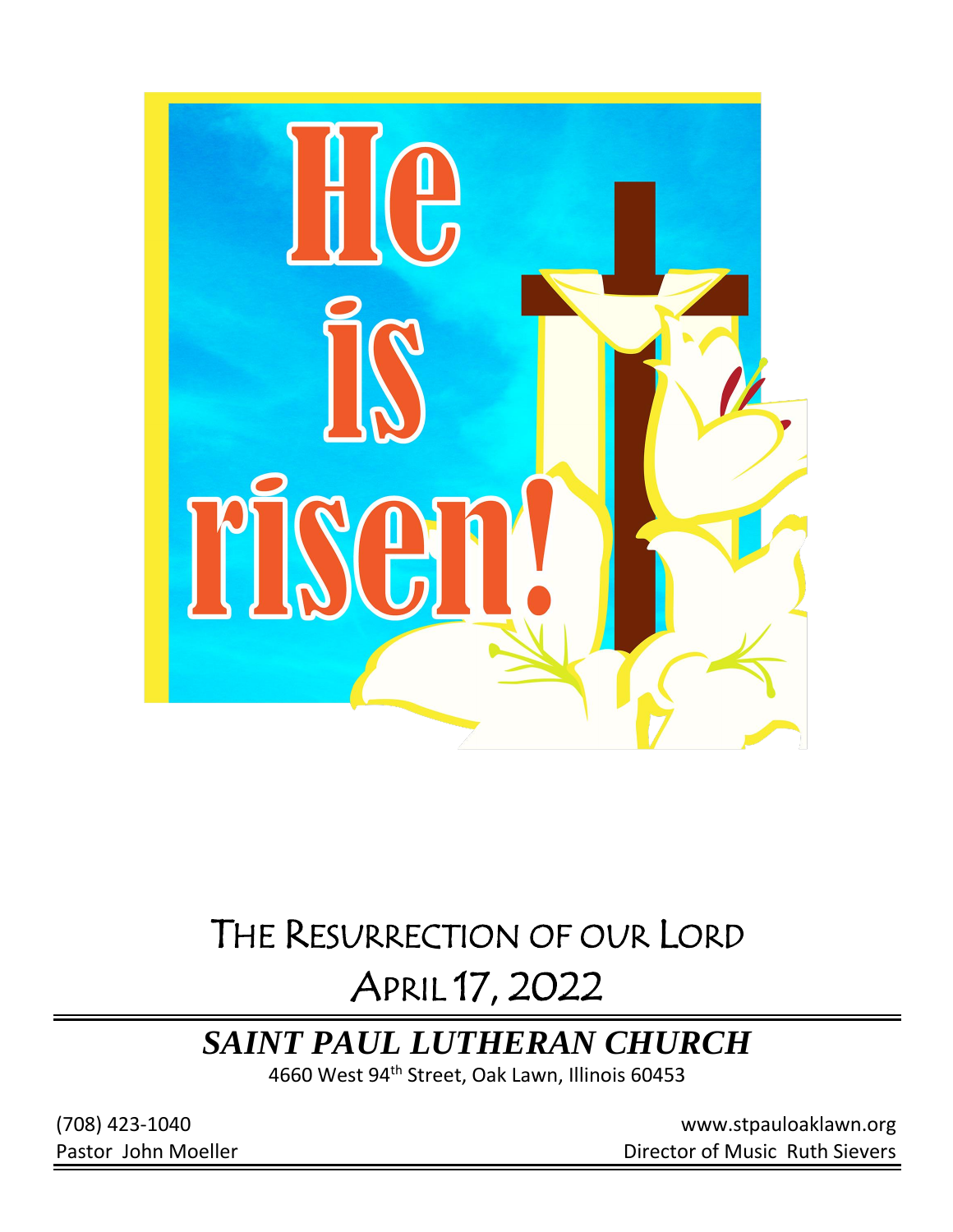He is risen!

# THE RESURRECTION OF OUR LORD

# APRIL 17, 2022

## *SAINT PAUL LUTHERAN CHURCH*

4660 West 94th Street, Oak Lawn, Illinois 60453

(708) 423-1040 — www.stpauloaklawn.org

Pastor John Moeller — Director of Music Ruth Sievers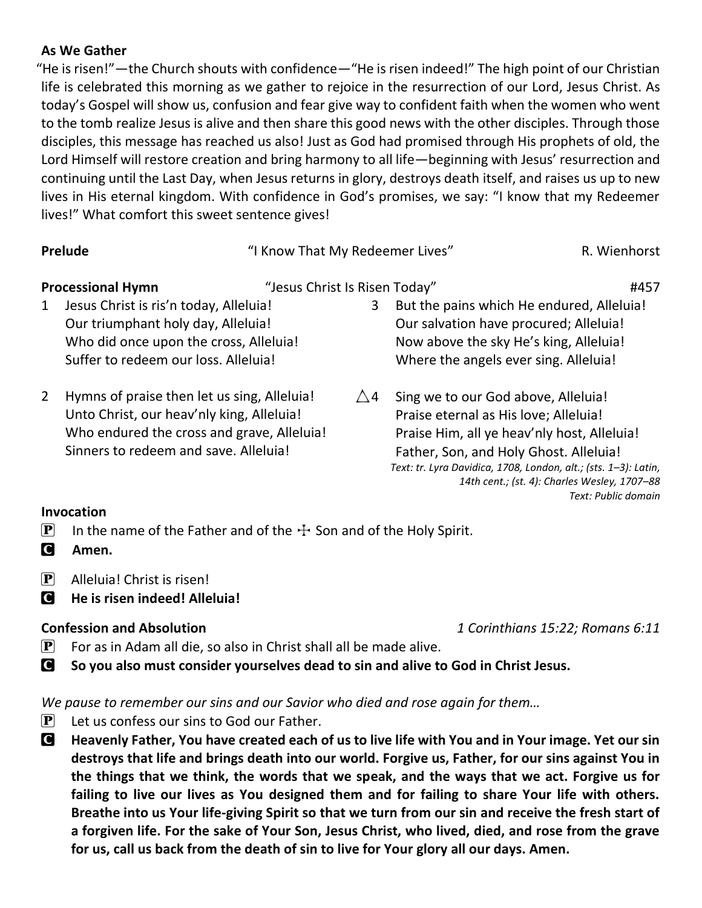**As We Gather**

"He is risen!"—the Church shouts with confidence—"He is risen indeed!" The high point of our Christian life is celebrated this morning as we gather to rejoice in the resurrection of our Lord, Jesus Christ. As today's Gospel will show us, confusion and fear give way to confident faith when the women who went to the tomb realize Jesus is alive and then share this good news with the other disciples. Through those disciples, this message has reached us also! Just as God had promised through His prophets of old, the Lord Himself will restore creation and bring harmony to all life—beginning with Jesus' resurrection and continuing until the Last Day, when Jesus returns in glory, destroys death itself, and raises us up to new lives in His eternal kingdom. With confidence in God's promises, we say: "I know that my Redeemer lives!" What comfort this sweet sentence gives!

**Prelude** "I Know That My Redeemer Lives" R. Wienhorst

**Processional Hymn** "Jesus Christ Is Risen Today" #457

1 Jesus Christ is ris'n today, Alleluia!
Our triumphant holy day, Alleluia!
Who did once upon the cross, Alleluia!
Suffer to redeem our loss. Alleluia!

2 Hymns of praise then let us sing, Alleluia!
Unto Christ, our heav'nly king, Alleluia!
Who endured the cross and grave, Alleluia!
Sinners to redeem and save. Alleluia!

3 But the pains which He endured, Alleluia!
Our salvation have procured; Alleluia!
Now above the sky He's king, Alleluia!
Where the angels ever sing. Alleluia!

△4 Sing we to our God above, Alleluia!
Praise eternal as His love; Alleluia!
Praise Him, all ye heav'nly host, Alleluia!
Father, Son, and Holy Ghost. Alleluia!

*Text: tr. Lyra Davidica, 1708, London, alt.; (sts. 1–3): Latin, 14th cent.; (st. 4): Charles Wesley, 1707–88*
*Text: Public domain*

**Invocation**

P In the name of the Father and of the ☩ Son and of the Holy Spirit.

C **Amen.**

P Alleluia! Christ is risen!

C **He is risen indeed! Alleluia!**

**Confession and Absolution** *1 Corinthians 15:22; Romans 6:11*

P For as in Adam all die, so also in Christ shall all be made alive.

C **So you also must consider yourselves dead to sin and alive to God in Christ Jesus.**

*We pause to remember our sins and our Savior who died and rose again for them…*

P Let us confess our sins to God our Father.

C **Heavenly Father, You have created each of us to live life with You and in Your image. Yet our sin destroys that life and brings death into our world. Forgive us, Father, for our sins against You in the things that we think, the words that we speak, and the ways that we act. Forgive us for failing to live our lives as You designed them and for failing to share Your life with others. Breathe into us Your life-giving Spirit so that we turn from our sin and receive the fresh start of a forgiven life. For the sake of Your Son, Jesus Christ, who lived, died, and rose from the grave for us, call us back from the death of sin to live for Your glory all our days. Amen.**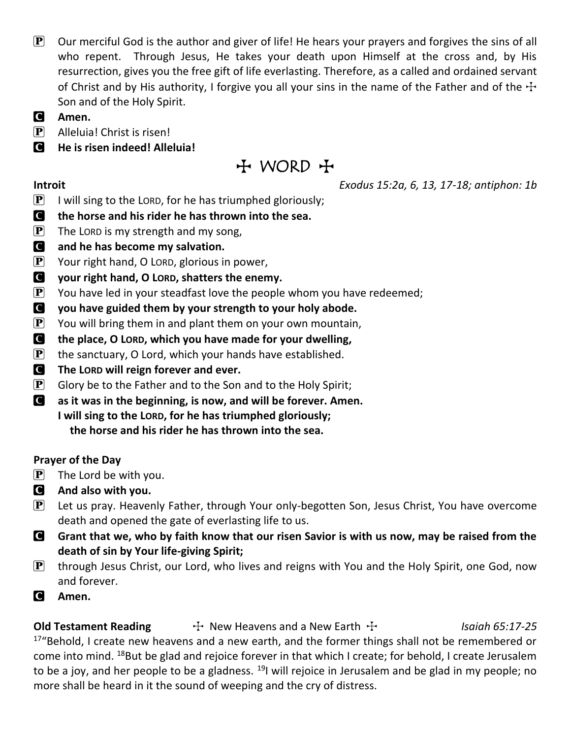**P** Our merciful God is the author and giver of life! He hears your prayers and forgives the sins of all who repent. Through Jesus, He takes your death upon Himself at the cross and, by His resurrection, gives you the free gift of life everlasting. Therefore, as a called and ordained servant of Christ and by His authority, I forgive you all your sins in the name of the Father and of the ☩ Son and of the Holy Spirit.

**C** **Amen.**

**P** Alleluia! Christ is risen!

**C** **He is risen indeed! Alleluia!**

## ☩ WORD ☩

**Introit** *Exodus 15:2a, 6, 13, 17-18; antiphon: 1b*

**P** I will sing to the LORD, for he has triumphed gloriously;

**C** **the horse and his rider he has thrown into the sea.**

**P** The LORD is my strength and my song,

**C** **and he has become my salvation.**

**P** Your right hand, O LORD, glorious in power,

**C** **your right hand, O LORD, shatters the enemy.**

**P** You have led in your steadfast love the people whom you have redeemed;

**C** **you have guided them by your strength to your holy abode.**

**P** You will bring them in and plant them on your own mountain,

**C** **the place, O LORD, which you have made for your dwelling,**

**P** the sanctuary, O Lord, which your hands have established.

**C** **The LORD will reign forever and ever.**

**P** Glory be to the Father and to the Son and to the Holy Spirit;

**C** **as it was in the beginning, is now, and will be forever. Amen.**
**I will sing to the LORD, for he has triumphed gloriously;**
**the horse and his rider he has thrown into the sea.**

**Prayer of the Day**

**P** The Lord be with you.

**C** **And also with you.**

**P** Let us pray. Heavenly Father, through Your only-begotten Son, Jesus Christ, You have overcome death and opened the gate of everlasting life to us.

**C** **Grant that we, who by faith know that our risen Savior is with us now, may be raised from the death of sin by Your life-giving Spirit;**

**P** through Jesus Christ, our Lord, who lives and reigns with You and the Holy Spirit, one God, now and forever.

**C** **Amen.**

**Old Testament Reading** ☩ New Heavens and a New Earth ☩ *Isaiah 65:17-25*

[17]"Behold, I create new heavens and a new earth, and the former things shall not be remembered or come into mind. [18]But be glad and rejoice forever in that which I create; for behold, I create Jerusalem to be a joy, and her people to be a gladness. [19]I will rejoice in Jerusalem and be glad in my people; no more shall be heard in it the sound of weeping and the cry of distress.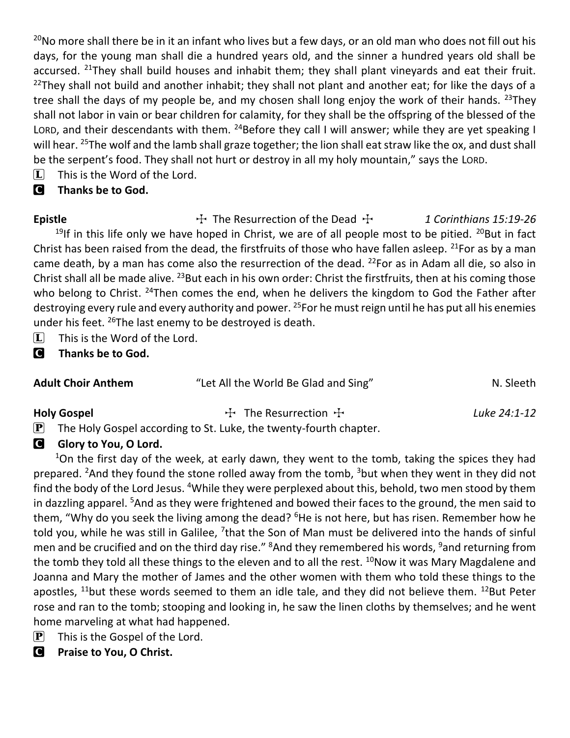[20]No more shall there be in it an infant who lives but a few days, or an old man who does not fill out his days, for the young man shall die a hundred years old, and the sinner a hundred years old shall be accursed. [21]They shall build houses and inhabit them; they shall plant vineyards and eat their fruit. [22]They shall not build and another inhabit; they shall not plant and another eat; for like the days of a tree shall the days of my people be, and my chosen shall long enjoy the work of their hands. [23]They shall not labor in vain or bear children for calamity, for they shall be the offspring of the blessed of the LORD, and their descendants with them. [24]Before they call I will answer; while they are yet speaking I will hear. [25]The wolf and the lamb shall graze together; the lion shall eat straw like the ox, and dust shall be the serpent's food. They shall not hurt or destroy in all my holy mountain," says the LORD.

L This is the Word of the Lord.

C **Thanks be to God.**

**Epistle** ☩ The Resurrection of the Dead ☩ *1 Corinthians 15:19-26*

[19]If in this life only we have hoped in Christ, we are of all people most to be pitied. [20]But in fact Christ has been raised from the dead, the firstfruits of those who have fallen asleep. [21]For as by a man came death, by a man has come also the resurrection of the dead. [22]For as in Adam all die, so also in Christ shall all be made alive. [23]But each in his own order: Christ the firstfruits, then at his coming those who belong to Christ. [24]Then comes the end, when he delivers the kingdom to God the Father after destroying every rule and every authority and power. [25]For he must reign until he has put all his enemies under his feet. [26]The last enemy to be destroyed is death.

L This is the Word of the Lord.

C **Thanks be to God.**

**Adult Choir Anthem** "Let All the World Be Glad and Sing" N. Sleeth

**Holy Gospel** ☩ The Resurrection ☩ *Luke 24:1-12*

P The Holy Gospel according to St. Luke, the twenty-fourth chapter.

C **Glory to You, O Lord.**

[1]On the first day of the week, at early dawn, they went to the tomb, taking the spices they had prepared. [2]And they found the stone rolled away from the tomb, [3]but when they went in they did not find the body of the Lord Jesus. [4]While they were perplexed about this, behold, two men stood by them in dazzling apparel. [5]And as they were frightened and bowed their faces to the ground, the men said to them, "Why do you seek the living among the dead? [6]He is not here, but has risen. Remember how he told you, while he was still in Galilee, [7]that the Son of Man must be delivered into the hands of sinful men and be crucified and on the third day rise." [8]And they remembered his words, [9]and returning from the tomb they told all these things to the eleven and to all the rest. [10]Now it was Mary Magdalene and Joanna and Mary the mother of James and the other women with them who told these things to the apostles, [11]but these words seemed to them an idle tale, and they did not believe them. [12]But Peter rose and ran to the tomb; stooping and looking in, he saw the linen cloths by themselves; and he went home marveling at what had happened.

P This is the Gospel of the Lord.

C **Praise to You, O Christ.**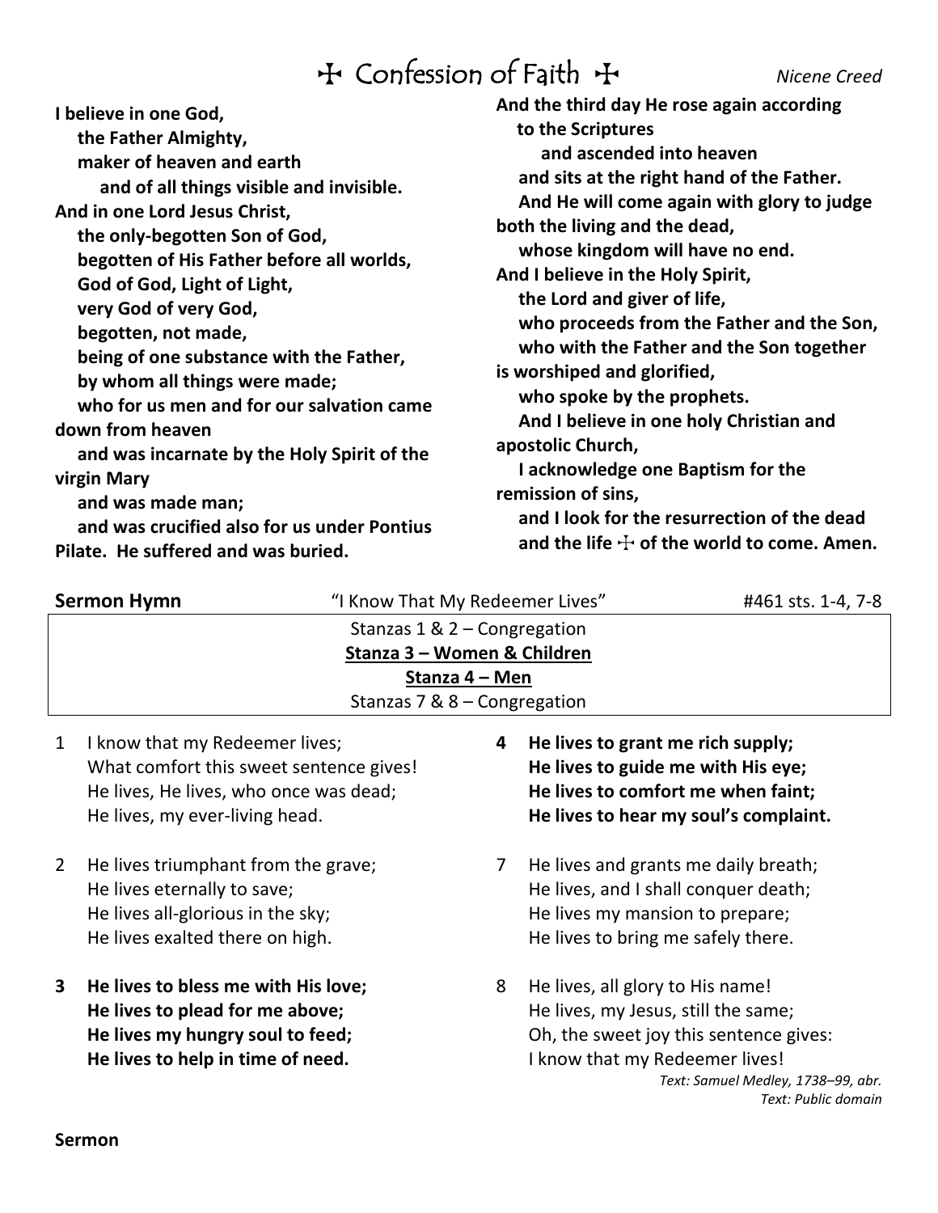# ☩ Confession of Faith ☩

*Nicene Creed*

**I believe in one God,**
**the Father Almighty,**
**maker of heaven and earth**
**and of all things visible and invisible.**
**And in one Lord Jesus Christ,**
**the only-begotten Son of God,**
**begotten of His Father before all worlds,**
**God of God, Light of Light,**
**very God of very God,**
**begotten, not made,**
**being of one substance with the Father,**
**by whom all things were made;**
**who for us men and for our salvation came down from heaven**
**and was incarnate by the Holy Spirit of the virgin Mary**
**and was made man;**
**and was crucified also for us under Pontius Pilate. He suffered and was buried.**
**And the third day He rose again according to the Scriptures**
**and ascended into heaven**
**and sits at the right hand of the Father.**
**And He will come again with glory to judge both the living and the dead,**
**whose kingdom will have no end.**
**And I believe in the Holy Spirit,**
**the Lord and giver of life,**
**who proceeds from the Father and the Son,**
**who with the Father and the Son together is worshiped and glorified,**
**who spoke by the prophets.**
**And I believe in one holy Christian and apostolic Church,**
**I acknowledge one Baptism for the remission of sins,**
**and I look for the resurrection of the dead**
**and the life ☩ of the world to come. Amen.**

**Sermon Hymn** "I Know That My Redeemer Lives" #461 sts. 1-4, 7-8

Stanzas 1 & 2 – Congregation
**Stanza 3 – Women & Children**
**Stanza 4 – Men**
Stanzas 7 & 8 – Congregation

1 I know that my Redeemer lives;
What comfort this sweet sentence gives!
He lives, He lives, who once was dead;
He lives, my ever-living head.

2 He lives triumphant from the grave;
He lives eternally to save;
He lives all-glorious in the sky;
He lives exalted there on high.

**3 He lives to bless me with His love;**
**He lives to plead for me above;**
**He lives my hungry soul to feed;**
**He lives to help in time of need.**

**4 He lives to grant me rich supply;**
**He lives to guide me with His eye;**
**He lives to comfort me when faint;**
**He lives to hear my soul's complaint.**

7 He lives and grants me daily breath;
He lives, and I shall conquer death;
He lives my mansion to prepare;
He lives to bring me safely there.

8 He lives, all glory to His name!
He lives, my Jesus, still the same;
Oh, the sweet joy this sentence gives:
I know that my Redeemer lives!

*Text: Samuel Medley, 1738–99, abr.*
*Text: Public domain*

**Sermon**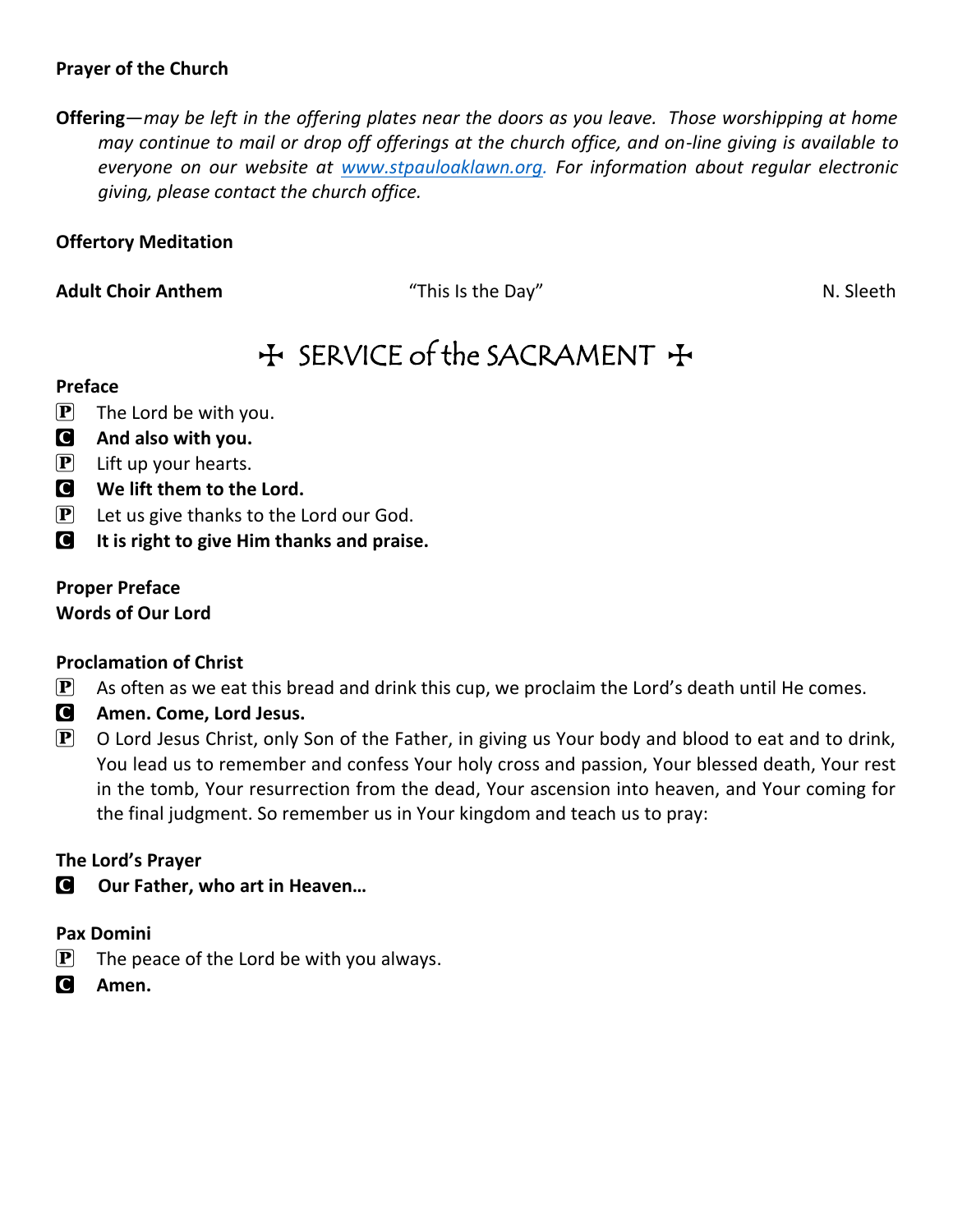**Prayer of the Church**

**Offering**—*may be left in the offering plates near the doors as you leave. Those worshipping at home may continue to mail or drop off offerings at the church office, and on-line giving is available to everyone on our website at [www.stpauloaklawn.org](http://www.stpauloaklawn.org). For information about regular electronic giving, please contact the church office.*

**Offertory Meditation**

**Adult Choir Anthem** "This Is the Day" N. Sleeth

## ✠ SERVICE of the SACRAMENT ✠

**Preface**

P The Lord be with you.

C **And also with you.**

P Lift up your hearts.

C **We lift them to the Lord.**

P Let us give thanks to the Lord our God.

C **It is right to give Him thanks and praise.**

**Proper Preface**

**Words of Our Lord**

**Proclamation of Christ**

P As often as we eat this bread and drink this cup, we proclaim the Lord's death until He comes.

C **Amen. Come, Lord Jesus.**

P O Lord Jesus Christ, only Son of the Father, in giving us Your body and blood to eat and to drink, You lead us to remember and confess Your holy cross and passion, Your blessed death, Your rest in the tomb, Your resurrection from the dead, Your ascension into heaven, and Your coming for the final judgment. So remember us in Your kingdom and teach us to pray:

**The Lord's Prayer**

C **Our Father, who art in Heaven…**

**Pax Domini**

P The peace of the Lord be with you always.

C **Amen.**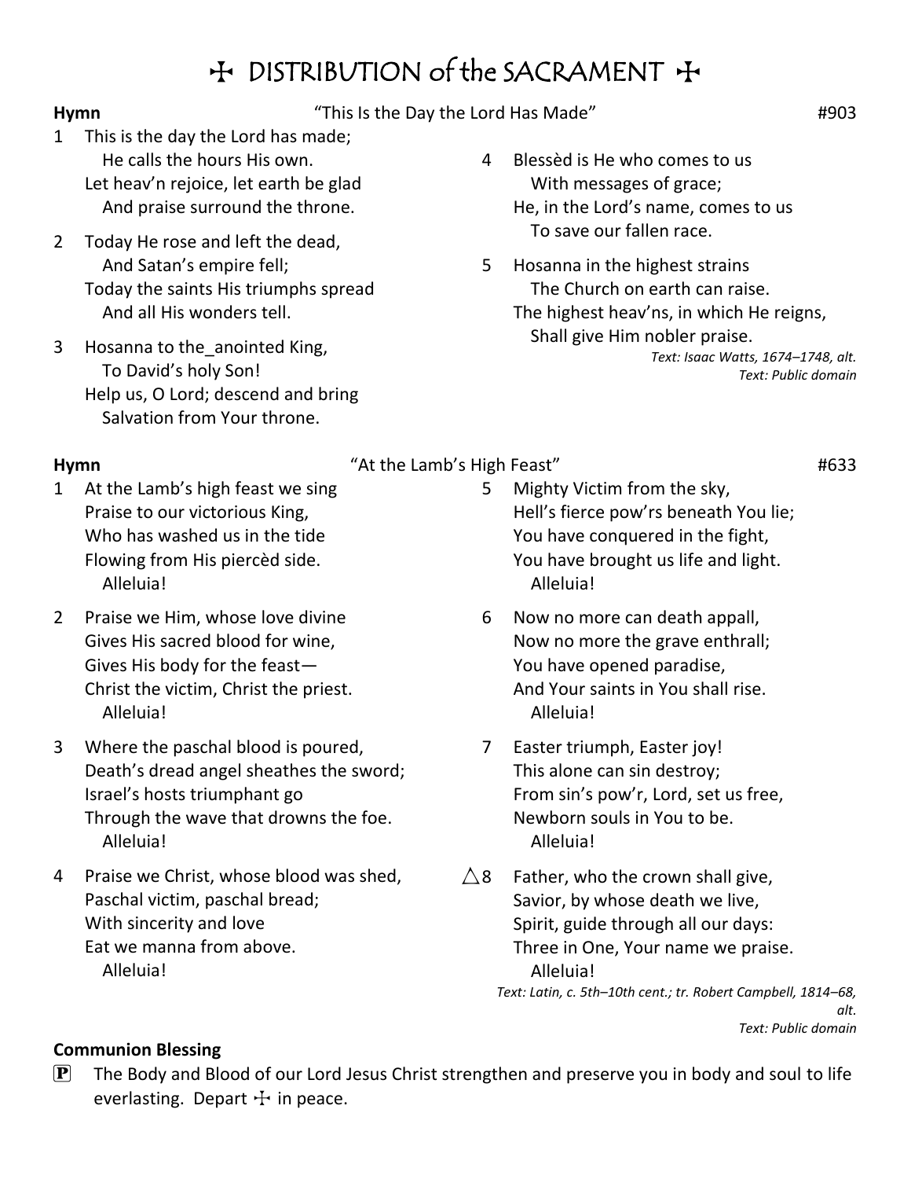# ☩ DISTRIBUTION of the SACRAMENT ☩

**Hymn** "This Is the Day the Lord Has Made" #903

1 This is the day the Lord has made;
He calls the hours His own.
Let heav'n rejoice, let earth be glad
And praise surround the throne.

2 Today He rose and left the dead,
And Satan's empire fell;
Today the saints His triumphs spread
And all His wonders tell.

3 Hosanna to the_anointed King,
To David's holy Son!
Help us, O Lord; descend and bring
Salvation from Your throne.

4 Blessèd is He who comes to us
With messages of grace;
He, in the Lord's name, comes to us
To save our fallen race.

5 Hosanna in the highest strains
The Church on earth can raise.
The highest heav'ns, in which He reigns,
Shall give Him nobler praise.

*Text: Isaac Watts, 1674–1748, alt.*
*Text: Public domain*

**Hymn** "At the Lamb's High Feast" #633

1 At the Lamb's high feast we sing
Praise to our victorious King,
Who has washed us in the tide
Flowing from His piercèd side.
Alleluia!

2 Praise we Him, whose love divine
Gives His sacred blood for wine,
Gives His body for the feast—
Christ the victim, Christ the priest.
Alleluia!

3 Where the paschal blood is poured,
Death's dread angel sheathes the sword;
Israel's hosts triumphant go
Through the wave that drowns the foe.
Alleluia!

4 Praise we Christ, whose blood was shed,
Paschal victim, paschal bread;
With sincerity and love
Eat we manna from above.
Alleluia!

5 Mighty Victim from the sky,
Hell's fierce pow'rs beneath You lie;
You have conquered in the fight,
You have brought us life and light.
Alleluia!

6 Now no more can death appall,
Now no more the grave enthrall;
You have opened paradise,
And Your saints in You shall rise.
Alleluia!

7 Easter triumph, Easter joy!
This alone can sin destroy;
From sin's pow'r, Lord, set us free,
Newborn souls in You to be.
Alleluia!

△8 Father, who the crown shall give,
Savior, by whose death we live,
Spirit, guide through all our days:
Three in One, Your name we praise.
Alleluia!

*Text: Latin, c. 5th–10th cent.; tr. Robert Campbell, 1814–68, alt.*
*Text: Public domain*

**Communion Blessing**

**P** The Body and Blood of our Lord Jesus Christ strengthen and preserve you in body and soul to life everlasting. Depart ☩ in peace.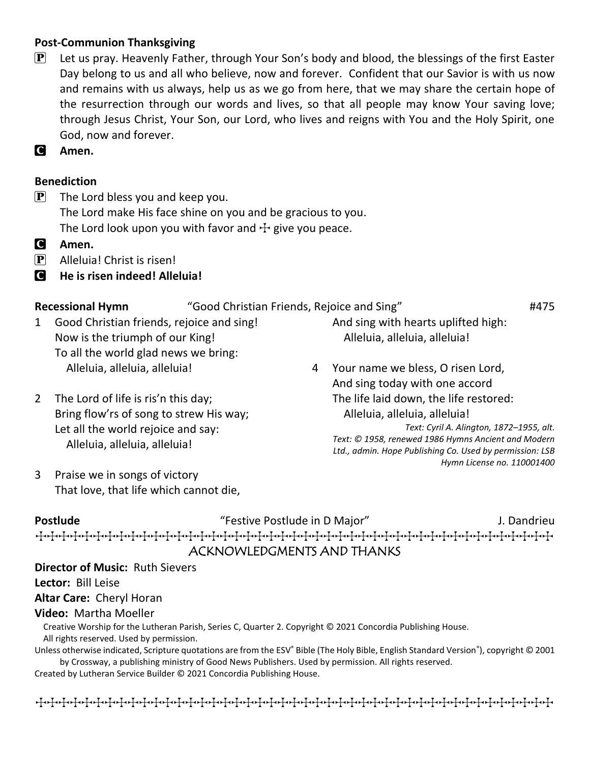**Post-Communion Thanksgiving**

P Let us pray. Heavenly Father, through Your Son's body and blood, the blessings of the first Easter Day belong to us and all who believe, now and forever. Confident that our Savior is with us now and remains with us always, help us as we go from here, that we may share the certain hope of the resurrection through our words and lives, so that all people may know Your saving love; through Jesus Christ, Your Son, our Lord, who lives and reigns with You and the Holy Spirit, one God, now and forever.

C **Amen.**

**Benediction**

P The Lord bless you and keep you.
The Lord make His face shine on you and be gracious to you.
The Lord look upon you with favor and ☩ give you peace.

C **Amen.**

P Alleluia! Christ is risen!

C **He is risen indeed! Alleluia!**

**Recessional Hymn** "Good Christian Friends, Rejoice and Sing" #475

1 Good Christian friends, rejoice and sing!
Now is the triumph of our King!
To all the world glad news we bring:
Alleluia, alleluia, alleluia!

2 The Lord of life is ris'n this day;
Bring flow'rs of song to strew His way;
Let all the world rejoice and say:
Alleluia, alleluia, alleluia!

3 Praise we in songs of victory
That love, that life which cannot die,
And sing with hearts uplifted high:
Alleluia, alleluia, alleluia!

4 Your name we bless, O risen Lord,
And sing today with one accord
The life laid down, the life restored:
Alleluia, alleluia, alleluia!

*Text: Cyril A. Alington, 1872–1955, alt.*
*Text: © 1958, renewed 1986 Hymns Ancient and Modern Ltd., admin. Hope Publishing Co. Used by permission: LSB Hymn License no. 110001400*

**Postlude** "Festive Postlude in D Major" J. Dandrieu

## ACKNOWLEDGMENTS AND THANKS

**Director of Music:** Ruth Sievers
**Lector:** Bill Leise
**Altar Care:** Cheryl Horan
**Video:** Martha Moeller

Creative Worship for the Lutheran Parish, Series C, Quarter 2. Copyright © 2021 Concordia Publishing House. All rights reserved. Used by permission.

Unless otherwise indicated, Scripture quotations are from the ESV® Bible (The Holy Bible, English Standard Version®), copyright © 2001 by Crossway, a publishing ministry of Good News Publishers. Used by permission. All rights reserved.

Created by Lutheran Service Builder © 2021 Concordia Publishing House.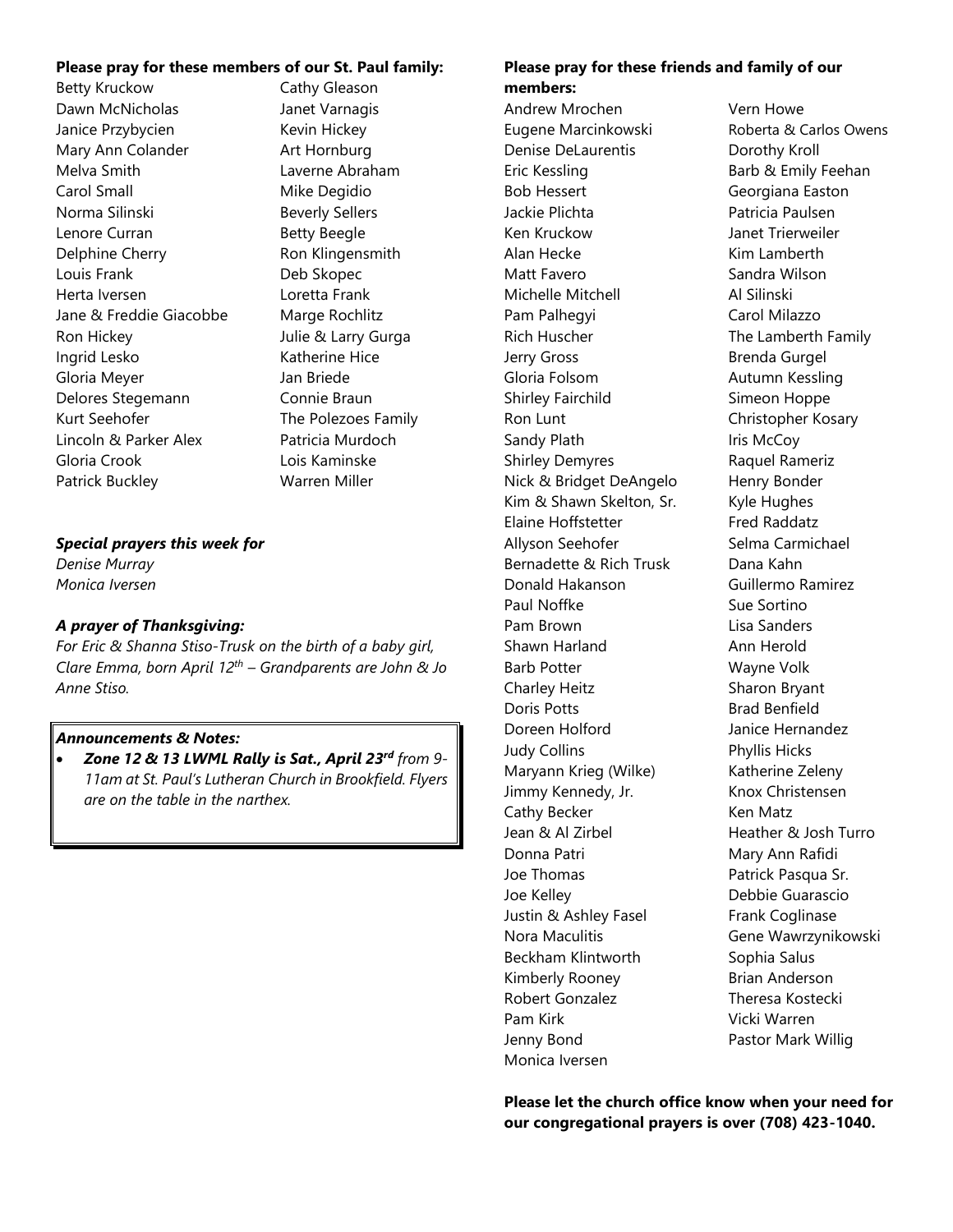**Please pray for these members of our St. Paul family:**

Betty Kruckow
Dawn McNicholas
Janice Przybycien
Mary Ann Colander
Melva Smith
Carol Small
Norma Silinski
Lenore Curran
Delphine Cherry
Louis Frank
Herta Iversen
Jane & Freddie Giacobbe
Ron Hickey
Ingrid Lesko
Gloria Meyer
Delores Stegemann
Kurt Seehofer
Lincoln & Parker Alex
Gloria Crook
Patrick Buckley
Cathy Gleason
Janet Varnagis
Kevin Hickey
Art Hornburg
Laverne Abraham
Mike Degidio
Beverly Sellers
Betty Beegle
Ron Klingensmith
Deb Skopec
Loretta Frank
Marge Rochlitz
Julie & Larry Gurga
Katherine Hice
Jan Briede
Connie Braun
The Polezoes Family
Patricia Murdoch
Lois Kaminske
Warren Miller

***Special prayers this week for***

*Denise Murray*
*Monica Iversen*

***A prayer of Thanksgiving:***

*For Eric & Shanna Stiso-Trusk on the birth of a baby girl, Clare Emma, born April 12th – Grandparents are John & Jo Anne Stiso.*

***Announcements & Notes:***

- ***Zone 12 & 13 LWML Rally is Sat., April 23rd*** *from 9-11am at St. Paul's Lutheran Church in Brookfield. Flyers are on the table in the narthex.*

**Please pray for these friends and family of our members:**

Andrew Mrochen
Eugene Marcinkowski
Denise DeLaurentis
Eric Kessling
Bob Hessert
Jackie Plichta
Ken Kruckow
Alan Hecke
Matt Favero
Michelle Mitchell
Pam Palhegyi
Rich Huscher
Jerry Gross
Gloria Folsom
Shirley Fairchild
Ron Lunt
Sandy Plath
Shirley Demyres
Nick & Bridget DeAngelo
Kim & Shawn Skelton, Sr.
Elaine Hoffstetter
Allyson Seehofer
Bernadette & Rich Trusk
Donald Hakanson
Paul Noffke
Pam Brown
Shawn Harland
Barb Potter
Charley Heitz
Doris Potts
Doreen Holford
Judy Collins
Maryann Krieg (Wilke)
Jimmy Kennedy, Jr.
Cathy Becker
Jean & Al Zirbel
Donna Patri
Joe Thomas
Joe Kelley
Justin & Ashley Fasel
Nora Maculitis
Beckham Klintworth
Kimberly Rooney
Robert Gonzalez
Pam Kirk
Jenny Bond
Monica Iversen
Vern Howe
Roberta & Carlos Owens
Dorothy Kroll
Barb & Emily Feehan
Georgiana Easton
Patricia Paulsen
Janet Trierweiler
Kim Lamberth
Sandra Wilson
Al Silinski
Carol Milazzo
The Lamberth Family
Brenda Gurgel
Autumn Kessling
Simeon Hoppe
Christopher Kosary
Iris McCoy
Raquel Rameriz
Henry Bonder
Kyle Hughes
Fred Raddatz
Selma Carmichael
Dana Kahn
Guillermo Ramirez
Sue Sortino
Lisa Sanders
Ann Herold
Wayne Volk
Sharon Bryant
Brad Benfield
Janice Hernandez
Phyllis Hicks
Katherine Zeleny
Knox Christensen
Ken Matz
Heather & Josh Turro
Mary Ann Rafidi
Patrick Pasqua Sr.
Debbie Guarascio
Frank Coglinase
Gene Wawrzynikowski
Sophia Salus
Brian Anderson
Theresa Kostecki
Vicki Warren
Pastor Mark Willig

**Please let the church office know when your need for our congregational prayers is over (708) 423-1040.**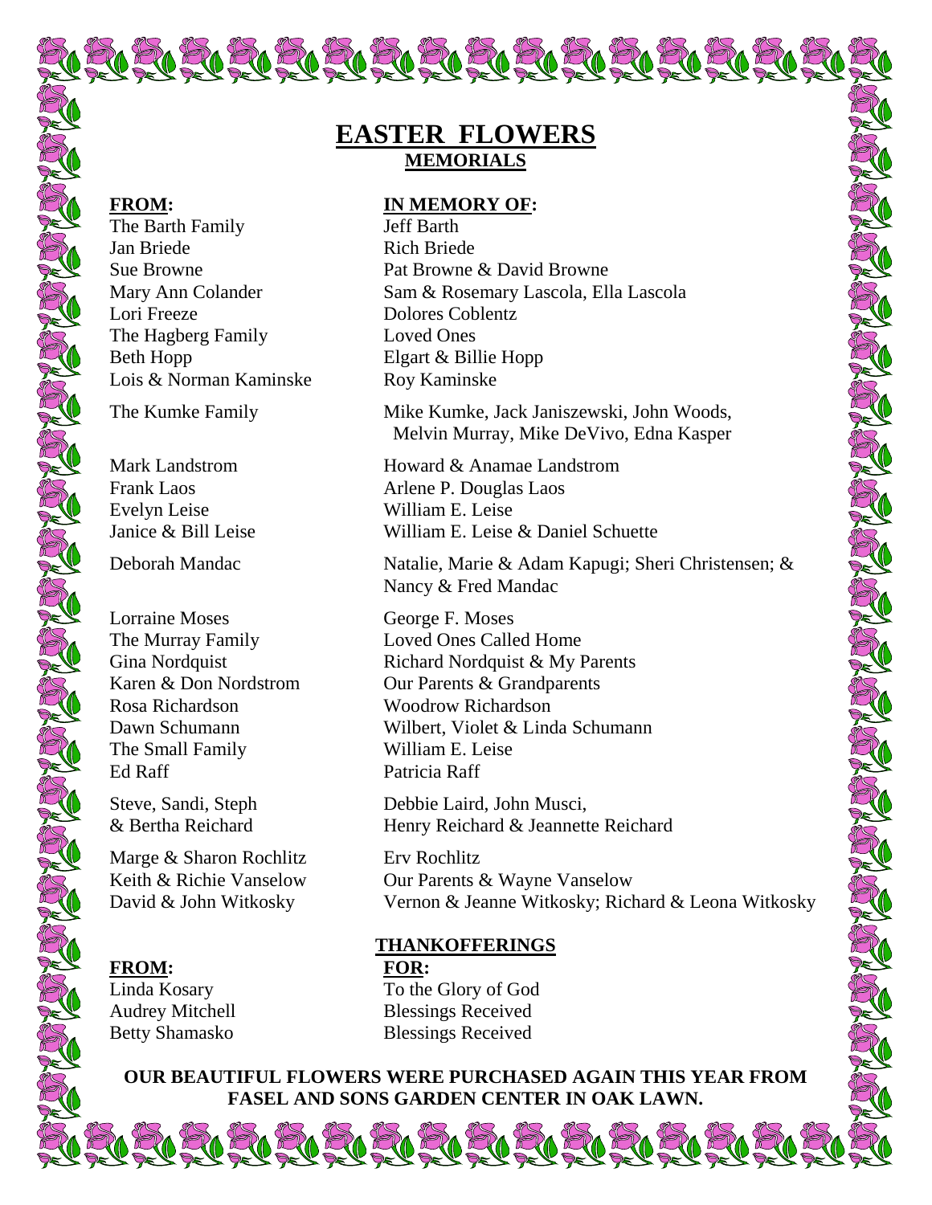# EASTER FLOWERS

## MEMORIALS

| FROM: | IN MEMORY OF: |
|---|---|
| The Barth Family | Jeff Barth |
| Jan Briede | Rich Briede |
| Sue Browne | Pat Browne & David Browne |
| Mary Ann Colander | Sam & Rosemary Lascola, Ella Lascola |
| Lori Freeze | Dolores Coblentz |
| The Hagberg Family | Loved Ones |
| Beth Hopp | Elgart & Billie Hopp |
| Lois & Norman Kaminske | Roy Kaminske |
| The Kumke Family | Mike Kumke, Jack Janiszewski, John Woods, Melvin Murray, Mike DeVivo, Edna Kasper |
| Mark Landstrom | Howard & Anamae Landstrom |
| Frank Laos | Arlene P. Douglas Laos |
| Evelyn Leise | William E. Leise |
| Janice & Bill Leise | William E. Leise & Daniel Schuette |
| Deborah Mandac | Natalie, Marie & Adam Kapugi; Sheri Christensen; & Nancy & Fred Mandac |
| Lorraine Moses | George F. Moses |
| The Murray Family | Loved Ones Called Home |
| Gina Nordquist | Richard Nordquist & My Parents |
| Karen & Don Nordstrom | Our Parents & Grandparents |
| Rosa Richardson | Woodrow Richardson |
| Dawn Schumann | Wilbert, Violet & Linda Schumann |
| The Small Family | William E. Leise |
| Ed Raff | Patricia Raff |
| Steve, Sandi, Steph & Bertha Reichard | Debbie Laird, John Musci, Henry Reichard & Jeannette Reichard |
| Marge & Sharon Rochlitz | Erv Rochlitz |
| Keith & Richie Vanselow | Our Parents & Wayne Vanselow |
| David & John Witkosky | Vernon & Jeanne Witkosky; Richard & Leona Witkosky |

## THANKOFFERINGS

| FROM: | FOR: |
|---|---|
| Linda Kosary | To the Glory of God |
| Audrey Mitchell | Blessings Received |
| Betty Shamasko | Blessings Received |

**OUR BEAUTIFUL FLOWERS WERE PURCHASED AGAIN THIS YEAR FROM FASEL AND SONS GARDEN CENTER IN OAK LAWN.**